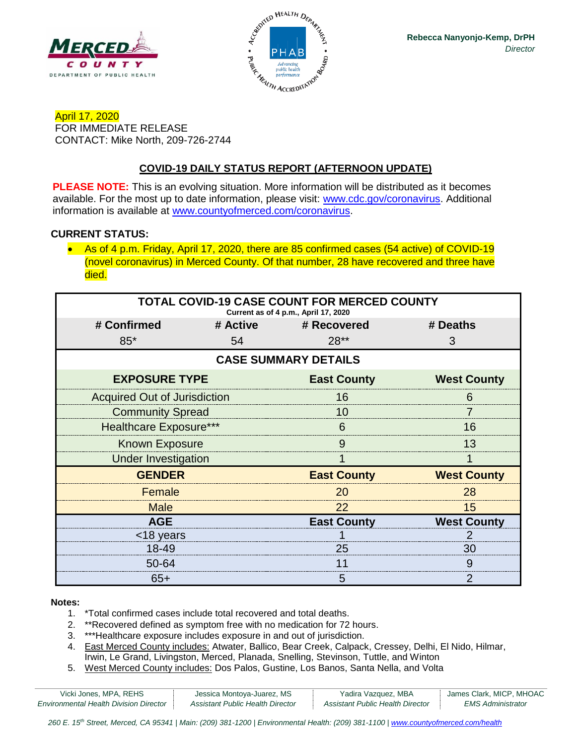Rebecca Nanyonjo-Kemp, DrPH
*Director*

April 17, 2020
FOR IMMEDIATE RELEASE
CONTACT: Mike North, 209-726-2744

## COVID-19 DAILY STATUS REPORT (AFTERNOON UPDATE)

**PLEASE NOTE:** This is an evolving situation. More information will be distributed as it becomes available. For the most up to date information, please visit: www.cdc.gov/coronavirus. Additional information is available at www.countyofmerced.com/coronavirus.

**CURRENT STATUS:**

- As of 4 p.m. Friday, April 17, 2020, there are 85 confirmed cases (54 active) of COVID-19 (novel coronavirus) in Merced County. Of that number, 28 have recovered and three have died.

| TOTAL COVID-19 CASE COUNT FOR MERCED COUNTY (Current as of 4 p.m., April 17, 2020) | | | |
|---|---|---|---|
| **# Confirmed** | **# Active** | **# Recovered** | **# Deaths** |
| 85* | 54 | 28** | 3 |

**CASE SUMMARY DETAILS**

| **EXPOSURE TYPE** | **East County** | **West County** |
|---|---|---|
| Acquired Out of Jurisdiction | 16 | 6 |
| Community Spread | 10 | 7 |
| Healthcare Exposure*** | 6 | 16 |
| Known Exposure | 9 | 13 |
| Under Investigation | 1 | 1 |
| **GENDER** | **East County** | **West County** |
| Female | 20 | 28 |
| Male | 22 | 15 |
| **AGE** | **East County** | **West County** |
| <18 years | 1 | 2 |
| 18-49 | 25 | 30 |
| 50-64 | 11 | 9 |
| 65+ | 5 | 2 |

**Notes:**

1. *Total confirmed cases include total recovered and total deaths.
2. **Recovered defined as symptom free with no medication for 72 hours.
3. ***Healthcare exposure includes exposure in and out of jurisdiction.
4. East Merced County includes: Atwater, Ballico, Bear Creek, Calpack, Cressey, Delhi, El Nido, Hilmar, Irwin, Le Grand, Livingston, Merced, Planada, Snelling, Stevinson, Tuttle, and Winton
5. West Merced County includes: Dos Palos, Gustine, Los Banos, Santa Nella, and Volta

Vicki Jones, MPA, REHS — *Environmental Health Division Director* | Jessica Montoya-Juarez, MS — *Assistant Public Health Director* | Yadira Vazquez, MBA — *Assistant Public Health Director* | James Clark, MICP, MHOAC — *EMS Administrator*

*260 E. 15th Street, Merced, CA 95341 | Main: (209) 381-1200 | Environmental Health: (209) 381-1100 | www.countyofmerced.com/health*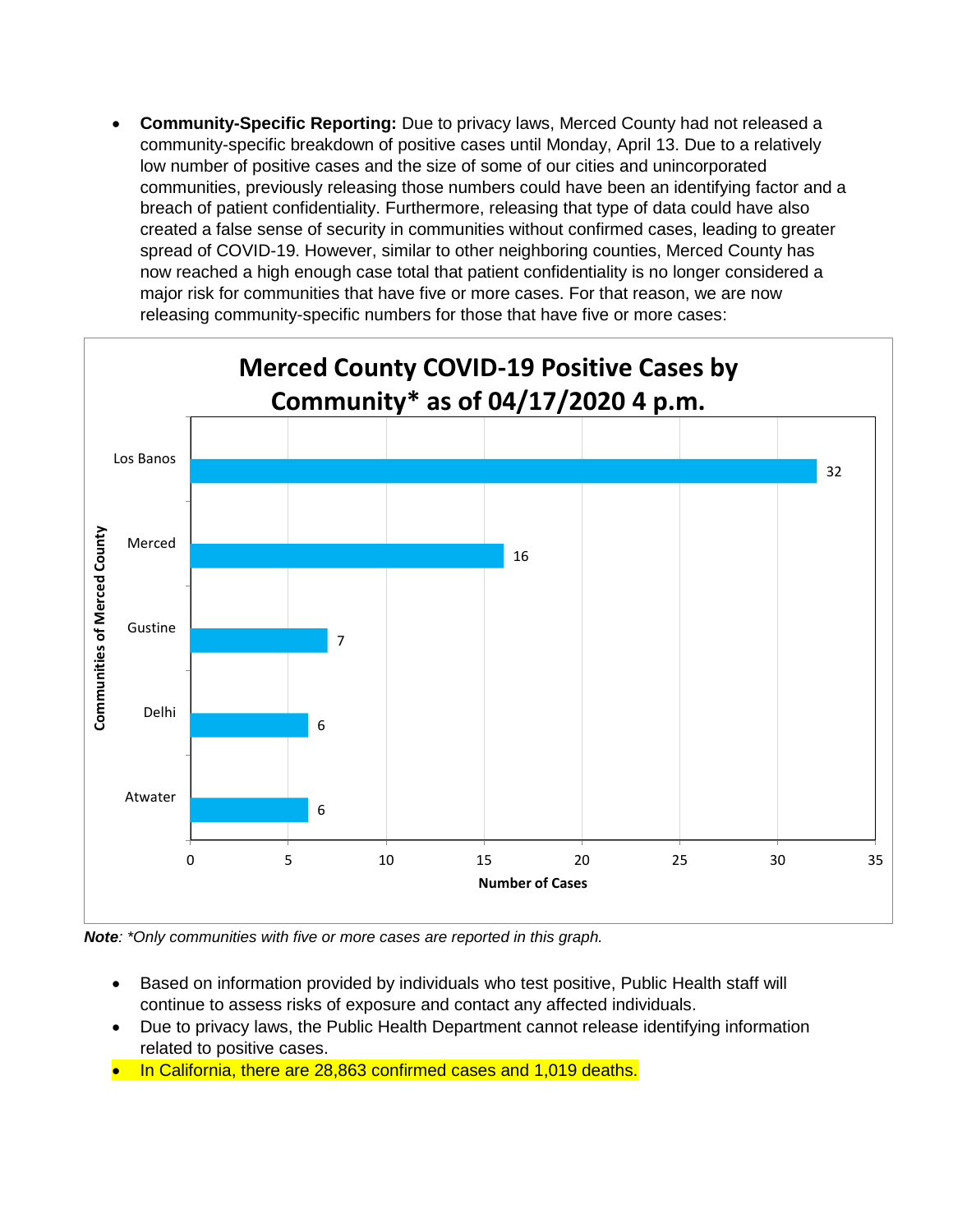- **Community-Specific Reporting:** Due to privacy laws, Merced County had not released a community-specific breakdown of positive cases until Monday, April 13. Due to a relatively low number of positive cases and the size of some of our cities and unincorporated communities, previously releasing those numbers could have been an identifying factor and a breach of patient confidentiality. Furthermore, releasing that type of data could have also created a false sense of security in communities without confirmed cases, leading to greater spread of COVID-19. However, similar to other neighboring counties, Merced County has now reached a high enough case total that patient confidentiality is no longer considered a major risk for communities that have five or more cases. For that reason, we are now releasing community-specific numbers for those that have five or more cases:

**Merced County COVID-19 Positive Cases by Community* as of 04/17/2020 4 p.m.**

| Communities of Merced County | Number of Cases |
| --- | --- |
| Los Banos | 32 |
| Merced | 16 |
| Gustine | 7 |
| Delhi | 6 |
| Atwater | 6 |

***Note**: *Only communities with five or more cases are reported in this graph.*

- Based on information provided by individuals who test positive, Public Health staff will continue to assess risks of exposure and contact any affected individuals.
- Due to privacy laws, the Public Health Department cannot release identifying information related to positive cases.
- In California, there are 28,863 confirmed cases and 1,019 deaths.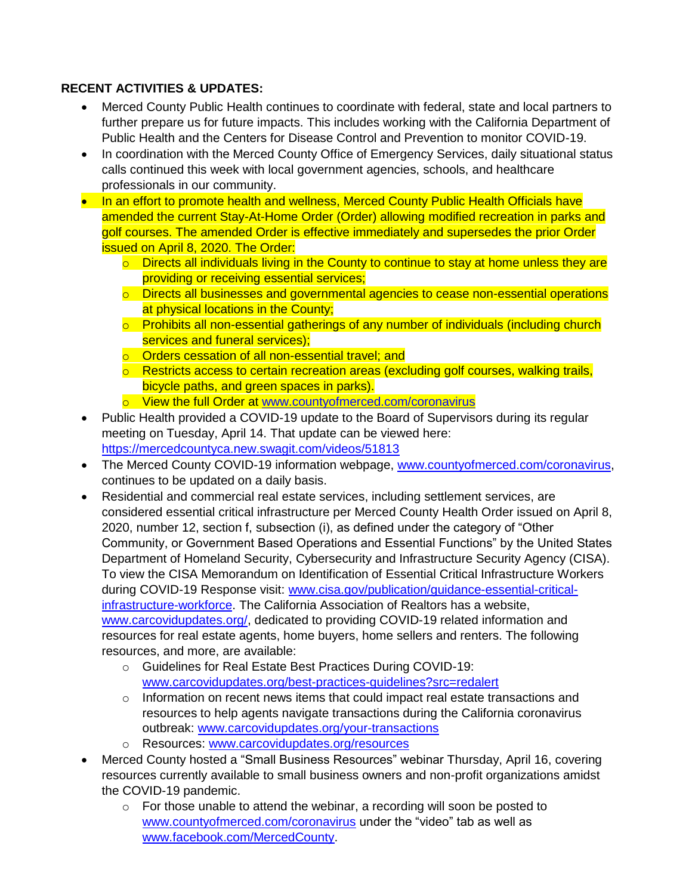**RECENT ACTIVITIES & UPDATES:**

- Merced County Public Health continues to coordinate with federal, state and local partners to further prepare us for future impacts. This includes working with the California Department of Public Health and the Centers for Disease Control and Prevention to monitor COVID-19.
- In coordination with the Merced County Office of Emergency Services, daily situational status calls continued this week with local government agencies, schools, and healthcare professionals in our community.
- In an effort to promote health and wellness, Merced County Public Health Officials have amended the current Stay-At-Home Order (Order) allowing modified recreation in parks and golf courses. The amended Order is effective immediately and supersedes the prior Order issued on April 8, 2020. The Order:
    - Directs all individuals living in the County to continue to stay at home unless they are providing or receiving essential services;
    - Directs all businesses and governmental agencies to cease non-essential operations at physical locations in the County;
    - Prohibits all non-essential gatherings of any number of individuals (including church services and funeral services);
    - Orders cessation of all non-essential travel; and
    - Restricts access to certain recreation areas (excluding golf courses, walking trails, bicycle paths, and green spaces in parks).
    - View the full Order at www.countyofmerced.com/coronavirus
- Public Health provided a COVID-19 update to the Board of Supervisors during its regular meeting on Tuesday, April 14. That update can be viewed here: https://mercedcountyca.new.swagit.com/videos/51813
- The Merced County COVID-19 information webpage, www.countyofmerced.com/coronavirus, continues to be updated on a daily basis.
- Residential and commercial real estate services, including settlement services, are considered essential critical infrastructure per Merced County Health Order issued on April 8, 2020, number 12, section f, subsection (i), as defined under the category of "Other Community, or Government Based Operations and Essential Functions" by the United States Department of Homeland Security, Cybersecurity and Infrastructure Security Agency (CISA). To view the CISA Memorandum on Identification of Essential Critical Infrastructure Workers during COVID-19 Response visit: www.cisa.gov/publication/guidance-essential-critical-infrastructure-workforce. The California Association of Realtors has a website, www.carcovidupdates.org/, dedicated to providing COVID-19 related information and resources for real estate agents, home buyers, home sellers and renters. The following resources, and more, are available:
    - Guidelines for Real Estate Best Practices During COVID-19: www.carcovidupdates.org/best-practices-guidelines?src=redalert
    - Information on recent news items that could impact real estate transactions and resources to help agents navigate transactions during the California coronavirus outbreak: www.carcovidupdates.org/your-transactions
    - Resources: www.carcovidupdates.org/resources
- Merced County hosted a "Small Business Resources" webinar Thursday, April 16, covering resources currently available to small business owners and non-profit organizations amidst the COVID-19 pandemic.
    - For those unable to attend the webinar, a recording will soon be posted to www.countyofmerced.com/coronavirus under the "video" tab as well as www.facebook.com/MercedCounty.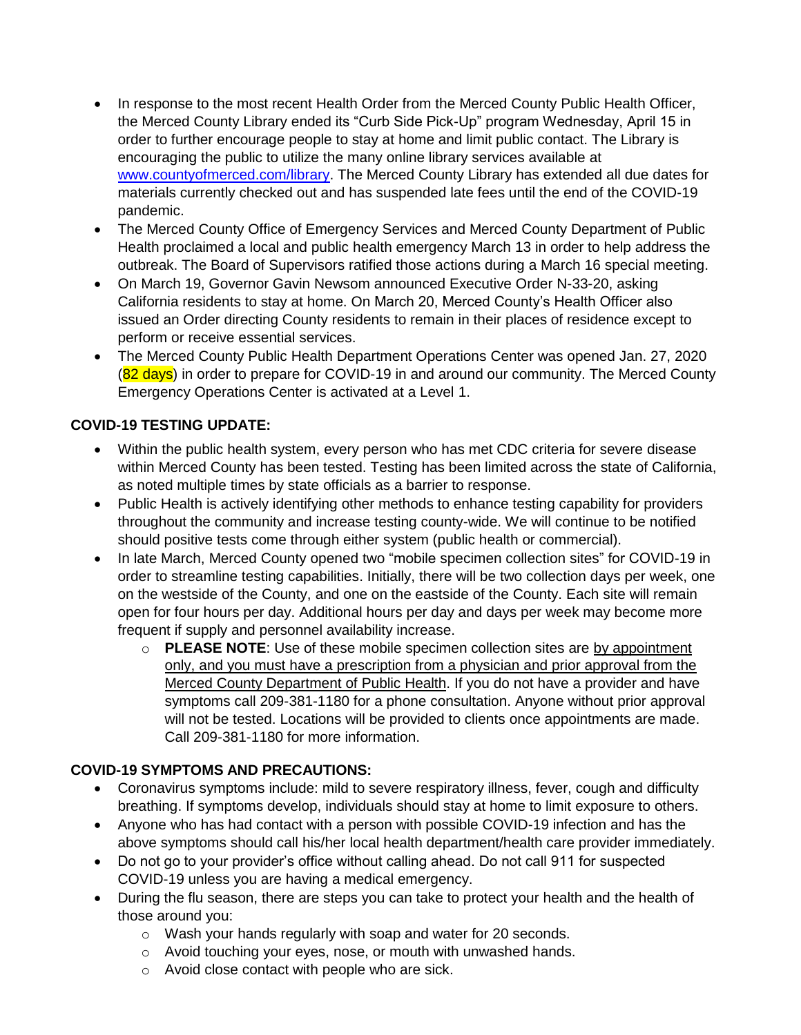- In response to the most recent Health Order from the Merced County Public Health Officer, the Merced County Library ended its "Curb Side Pick-Up" program Wednesday, April 15 in order to further encourage people to stay at home and limit public contact. The Library is encouraging the public to utilize the many online library services available at [www.countyofmerced.com/library](http://www.countyofmerced.com/library). The Merced County Library has extended all due dates for materials currently checked out and has suspended late fees until the end of the COVID-19 pandemic.
- The Merced County Office of Emergency Services and Merced County Department of Public Health proclaimed a local and public health emergency March 13 in order to help address the outbreak. The Board of Supervisors ratified those actions during a March 16 special meeting.
- On March 19, Governor Gavin Newsom announced Executive Order N-33-20, asking California residents to stay at home. On March 20, Merced County's Health Officer also issued an Order directing County residents to remain in their places of residence except to perform or receive essential services.
- The Merced County Public Health Department Operations Center was opened Jan. 27, 2020 (82 days) in order to prepare for COVID-19 in and around our community. The Merced County Emergency Operations Center is activated at a Level 1.

**COVID-19 TESTING UPDATE:**

- Within the public health system, every person who has met CDC criteria for severe disease within Merced County has been tested. Testing has been limited across the state of California, as noted multiple times by state officials as a barrier to response.
- Public Health is actively identifying other methods to enhance testing capability for providers throughout the community and increase testing county-wide. We will continue to be notified should positive tests come through either system (public health or commercial).
- In late March, Merced County opened two "mobile specimen collection sites" for COVID-19 in order to streamline testing capabilities. Initially, there will be two collection days per week, one on the westside of the County, and one on the eastside of the County. Each site will remain open for four hours per day. Additional hours per day and days per week may become more frequent if supply and personnel availability increase.
    - **PLEASE NOTE**: Use of these mobile specimen collection sites are by appointment only, and you must have a prescription from a physician and prior approval from the Merced County Department of Public Health. If you do not have a provider and have symptoms call 209-381-1180 for a phone consultation. Anyone without prior approval will not be tested. Locations will be provided to clients once appointments are made. Call 209-381-1180 for more information.

**COVID-19 SYMPTOMS AND PRECAUTIONS:**

- Coronavirus symptoms include: mild to severe respiratory illness, fever, cough and difficulty breathing. If symptoms develop, individuals should stay at home to limit exposure to others.
- Anyone who has had contact with a person with possible COVID-19 infection and has the above symptoms should call his/her local health department/health care provider immediately.
- Do not go to your provider's office without calling ahead. Do not call 911 for suspected COVID-19 unless you are having a medical emergency.
- During the flu season, there are steps you can take to protect your health and the health of those around you:
    - Wash your hands regularly with soap and water for 20 seconds.
    - Avoid touching your eyes, nose, or mouth with unwashed hands.
    - Avoid close contact with people who are sick.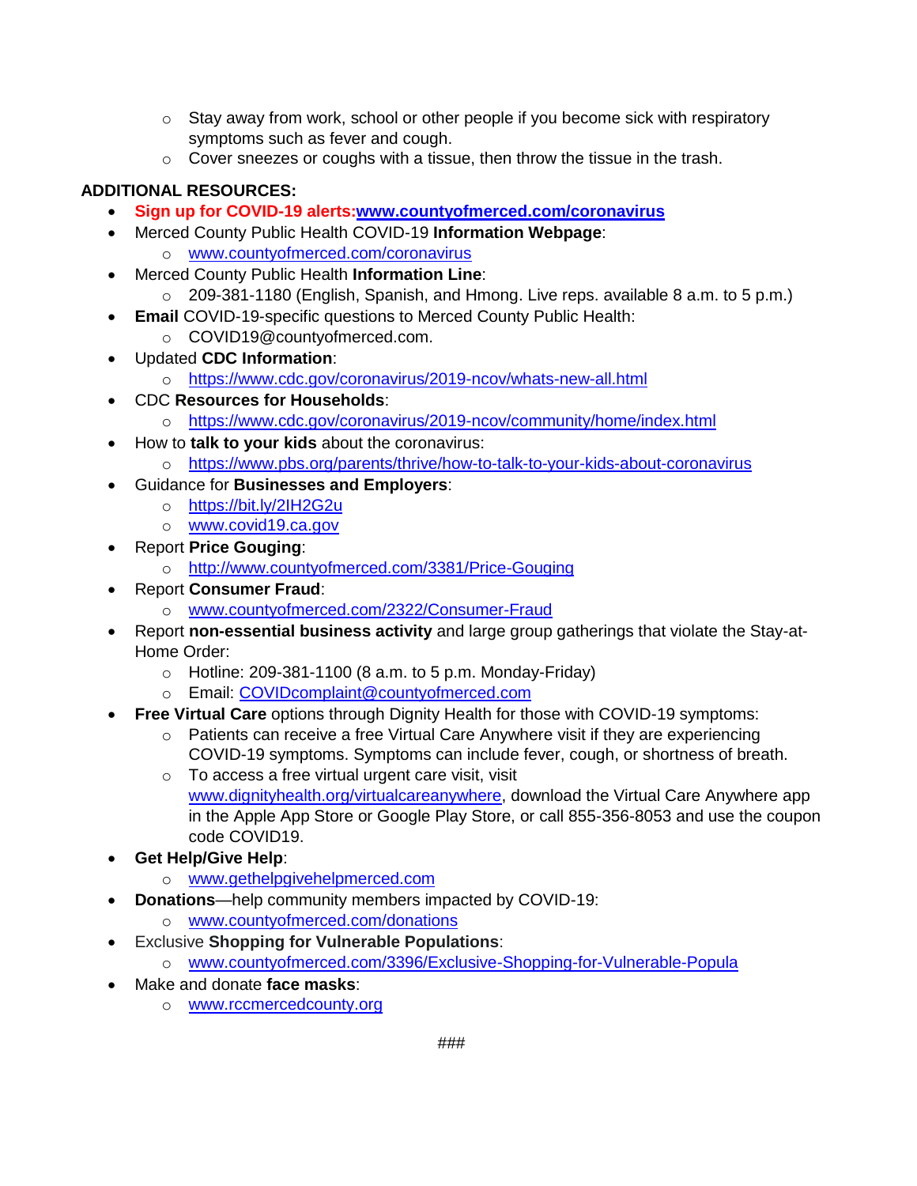- Stay away from work, school or other people if you become sick with respiratory symptoms such as fever and cough.
  - Cover sneezes or coughs with a tissue, then throw the tissue in the trash.

**ADDITIONAL RESOURCES:**

- **Sign up for COVID-19 alerts:www.countyofmerced.com/coronavirus**
- Merced County Public Health COVID-19 **Information Webpage**:
  - www.countyofmerced.com/coronavirus
- Merced County Public Health **Information Line**:
  - 209-381-1180 (English, Spanish, and Hmong. Live reps. available 8 a.m. to 5 p.m.)
- **Email** COVID-19-specific questions to Merced County Public Health:
  - COVID19@countyofmerced.com.
- Updated **CDC Information**:
  - https://www.cdc.gov/coronavirus/2019-ncov/whats-new-all.html
- CDC **Resources for Households**:
  - https://www.cdc.gov/coronavirus/2019-ncov/community/home/index.html
- How to **talk to your kids** about the coronavirus:
  - https://www.pbs.org/parents/thrive/how-to-talk-to-your-kids-about-coronavirus
- Guidance for **Businesses and Employers**:
  - https://bit.ly/2IH2G2u
  - www.covid19.ca.gov
- Report **Price Gouging**:
  - http://www.countyofmerced.com/3381/Price-Gouging
- Report **Consumer Fraud**:
  - www.countyofmerced.com/2322/Consumer-Fraud
- Report **non-essential business activity** and large group gatherings that violate the Stay-at-Home Order:
  - Hotline: 209-381-1100 (8 a.m. to 5 p.m. Monday-Friday)
  - Email: COVIDcomplaint@countyofmerced.com
- **Free Virtual Care** options through Dignity Health for those with COVID-19 symptoms:
  - Patients can receive a free Virtual Care Anywhere visit if they are experiencing COVID-19 symptoms. Symptoms can include fever, cough, or shortness of breath.
  - To access a free virtual urgent care visit, visit www.dignityhealth.org/virtualcareanywhere, download the Virtual Care Anywhere app in the Apple App Store or Google Play Store, or call 855-356-8053 and use the coupon code COVID19.
- **Get Help/Give Help**:
  - www.gethelpgivehelpmerced.com
- **Donations**—help community members impacted by COVID-19:
  - www.countyofmerced.com/donations
- Exclusive **Shopping for Vulnerable Populations**:
  - www.countyofmerced.com/3396/Exclusive-Shopping-for-Vulnerable-Popula
- Make and donate **face masks**:
  - www.rccmercedcounty.org

###